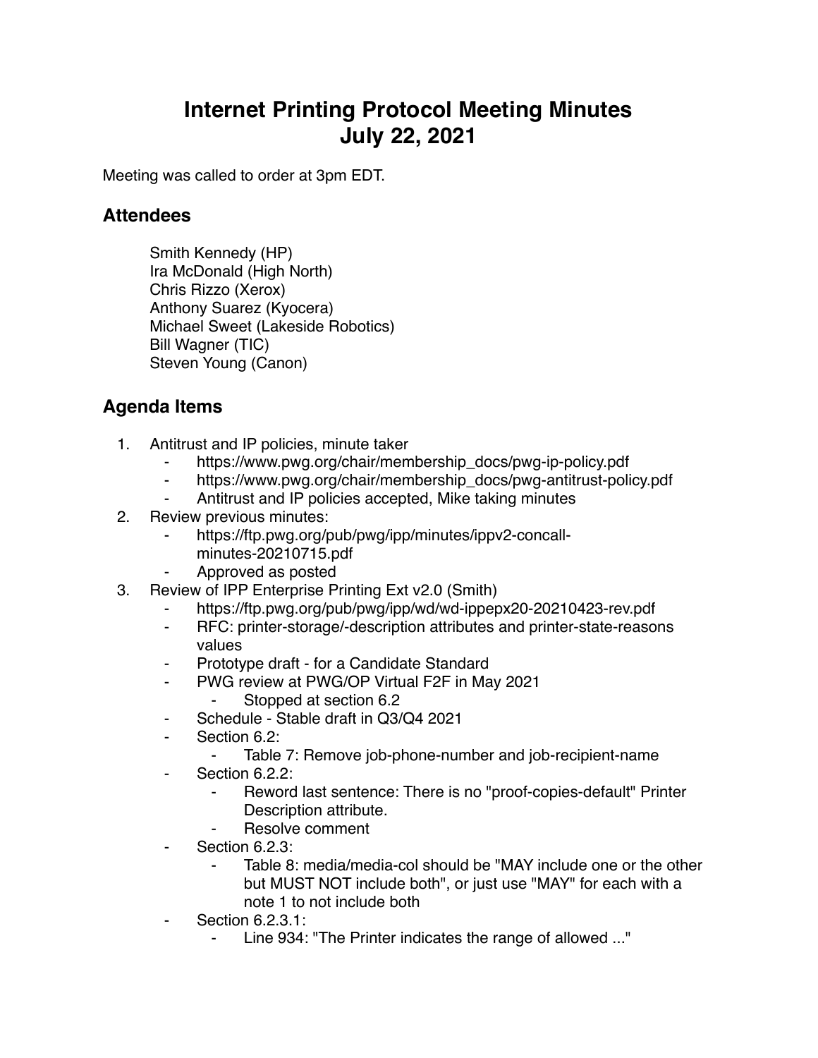# Internet Printing Protocol Meeting Minutes
# July 22, 2021

Meeting was called to order at 3pm EDT.

## Attendees

Smith Kennedy (HP)
Ira McDonald (High North)
Chris Rizzo (Xerox)
Anthony Suarez (Kyocera)
Michael Sweet (Lakeside Robotics)
Bill Wagner (TIC)
Steven Young (Canon)

## Agenda Items

1. Antitrust and IP policies, minute taker
    - https://www.pwg.org/chair/membership_docs/pwg-ip-policy.pdf
    - https://www.pwg.org/chair/membership_docs/pwg-antitrust-policy.pdf
    - Antitrust and IP policies accepted, Mike taking minutes
2. Review previous minutes:
    - https://ftp.pwg.org/pub/pwg/ipp/minutes/ippv2-concall-minutes-20210715.pdf
    - Approved as posted
3. Review of IPP Enterprise Printing Ext v2.0 (Smith)
    - https://ftp.pwg.org/pub/pwg/ipp/wd/wd-ippepx20-20210423-rev.pdf
    - RFC: printer-storage/-description attributes and printer-state-reasons values
    - Prototype draft - for a Candidate Standard
    - PWG review at PWG/OP Virtual F2F in May 2021
        - Stopped at section 6.2
    - Schedule - Stable draft in Q3/Q4 2021
    - Section 6.2:
        - Table 7: Remove job-phone-number and job-recipient-name
    - Section 6.2.2:
        - Reword last sentence: There is no "proof-copies-default" Printer Description attribute.
        - Resolve comment
    - Section 6.2.3:
        - Table 8: media/media-col should be "MAY include one or the other but MUST NOT include both", or just use "MAY" for each with a note 1 to not include both
    - Section 6.2.3.1:
        - Line 934: "The Printer indicates the range of allowed ..."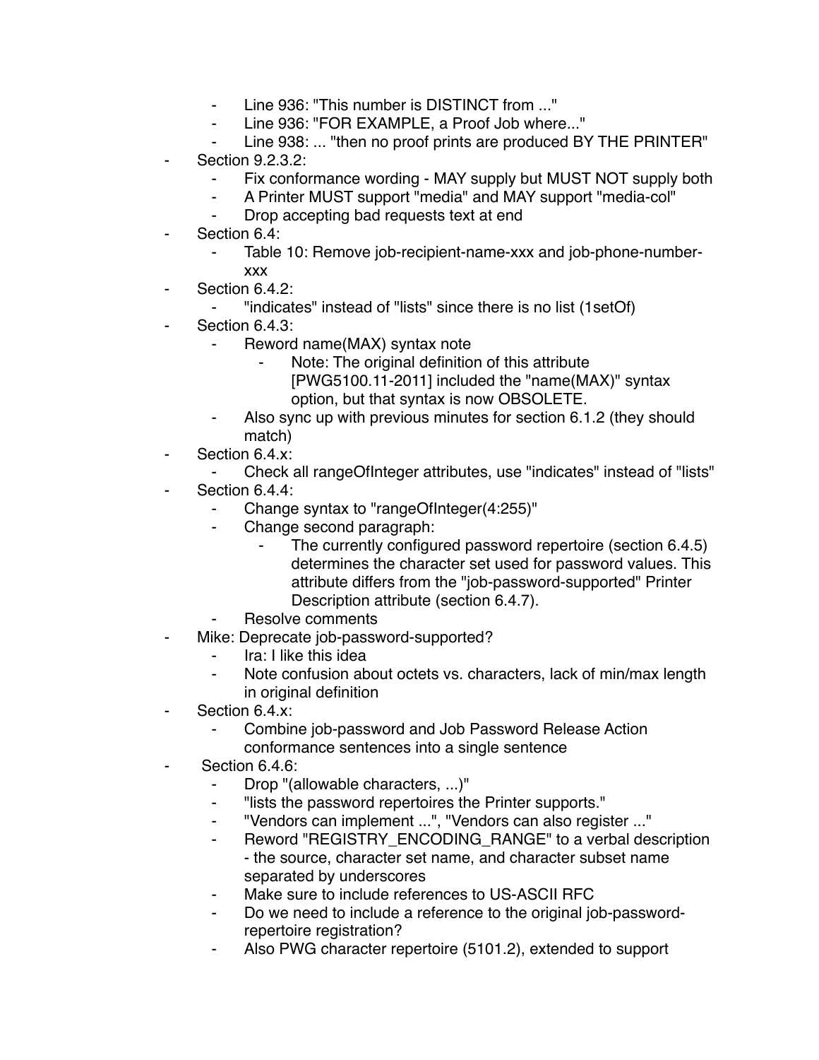- Line 936: "This number is DISTINCT from ..."
    - Line 936: "FOR EXAMPLE, a Proof Job where..."
    - Line 938: ... "then no proof prints are produced BY THE PRINTER"
- Section 9.2.3.2:
    - Fix conformance wording - MAY supply but MUST NOT supply both
    - A Printer MUST support "media" and MAY support "media-col"
    - Drop accepting bad requests text at end
- Section 6.4:
    - Table 10: Remove job-recipient-name-xxx and job-phone-number-xxx
- Section 6.4.2:
    - "indicates" instead of "lists" since there is no list (1setOf)
- Section 6.4.3:
    - Reword name(MAX) syntax note
        - Note: The original definition of this attribute [PWG5100.11-2011] included the "name(MAX)" syntax option, but that syntax is now OBSOLETE.
    - Also sync up with previous minutes for section 6.1.2 (they should match)
- Section 6.4.x:
    - Check all rangeOfInteger attributes, use "indicates" instead of "lists"
- Section 6.4.4:
    - Change syntax to "rangeOfInteger(4:255)"
    - Change second paragraph:
        - The currently configured password repertoire (section 6.4.5) determines the character set used for password values. This attribute differs from the "job-password-supported" Printer Description attribute (section 6.4.7).
    - Resolve comments
- Mike: Deprecate job-password-supported?
    - Ira: I like this idea
    - Note confusion about octets vs. characters, lack of min/max length in original definition
- Section 6.4.x:
    - Combine job-password and Job Password Release Action conformance sentences into a single sentence
- Section 6.4.6:
    - Drop "(allowable characters, ...)"
    - "lists the password repertoires the Printer supports."
    - "Vendors can implement ...", "Vendors can also register ..."
    - Reword "REGISTRY_ENCODING_RANGE" to a verbal description - the source, character set name, and character subset name separated by underscores
    - Make sure to include references to US-ASCII RFC
    - Do we need to include a reference to the original job-password-repertoire registration?
    - Also PWG character repertoire (5101.2), extended to support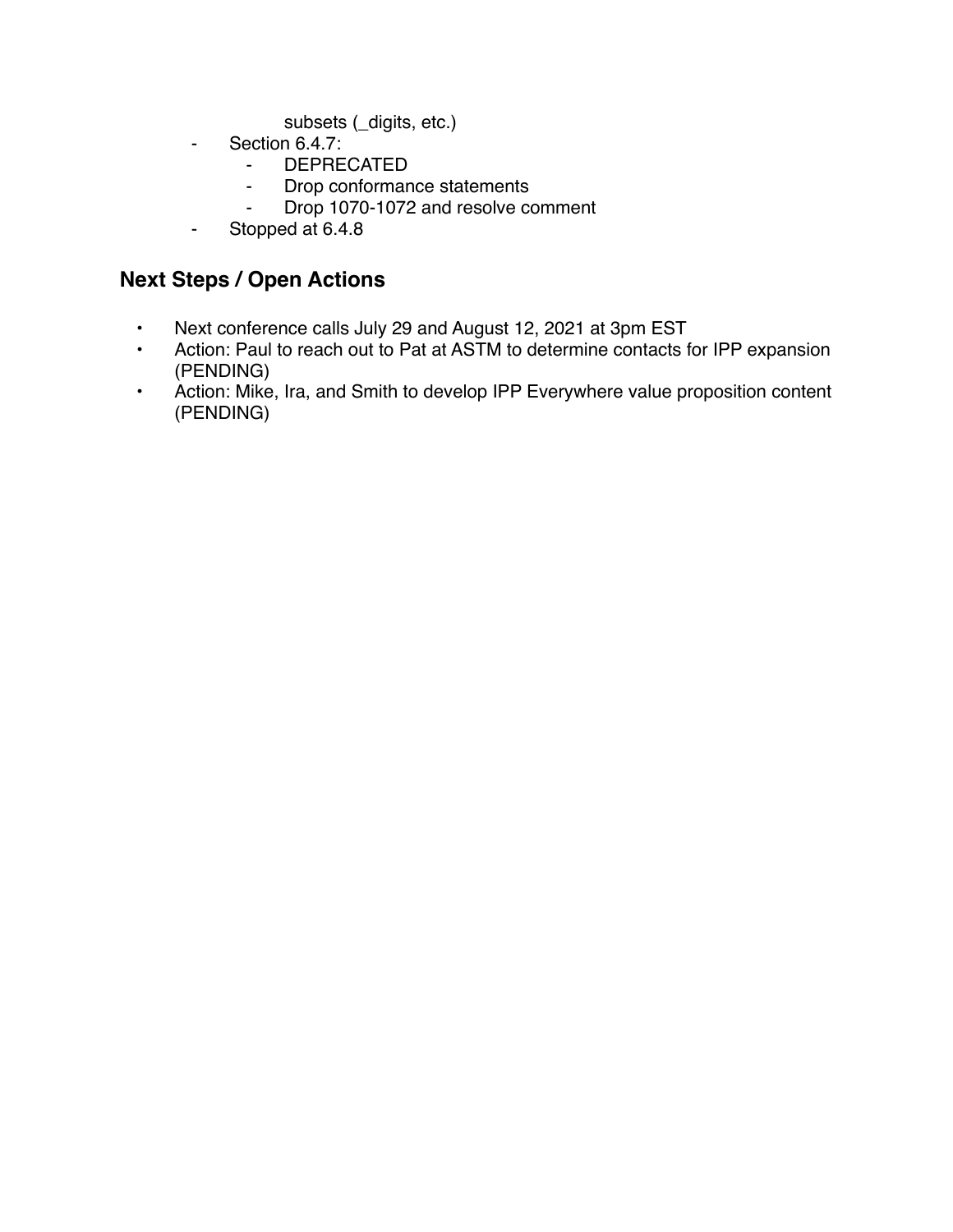- subsets (_digits, etc.)
- Section 6.4.7:
    - DEPRECATED
    - Drop conformance statements
    - Drop 1070-1072 and resolve comment
- Stopped at 6.4.8

## Next Steps / Open Actions

- Next conference calls July 29 and August 12, 2021 at 3pm EST
- Action: Paul to reach out to Pat at ASTM to determine contacts for IPP expansion (PENDING)
- Action: Mike, Ira, and Smith to develop IPP Everywhere value proposition content (PENDING)